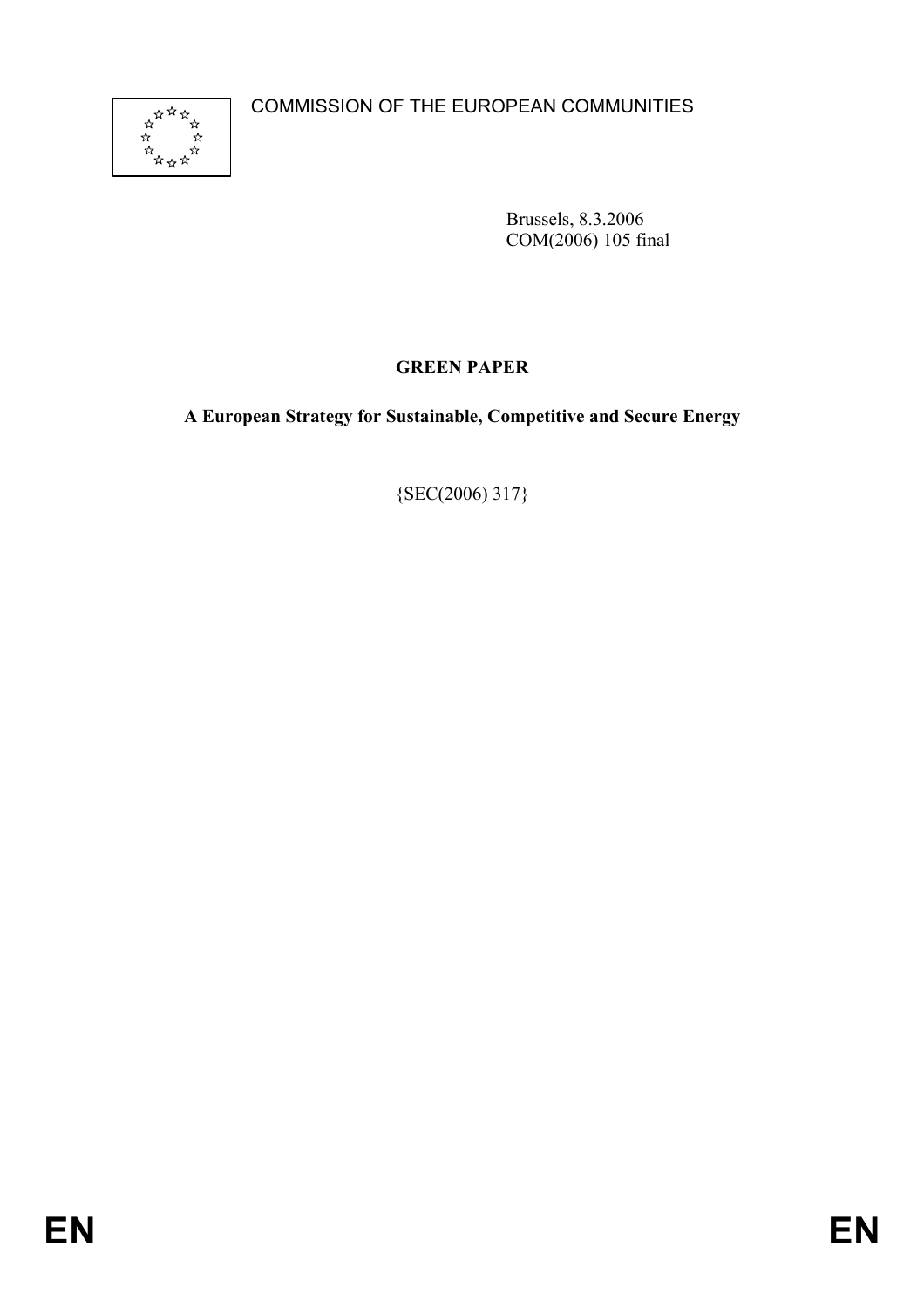COMMISSION OF THE EUROPEAN COMMUNITIES

Brussels, 8.3.2006
COM(2006) 105 final

# GREEN PAPER

## A European Strategy for Sustainable, Competitive and Secure Energy

{SEC(2006) 317}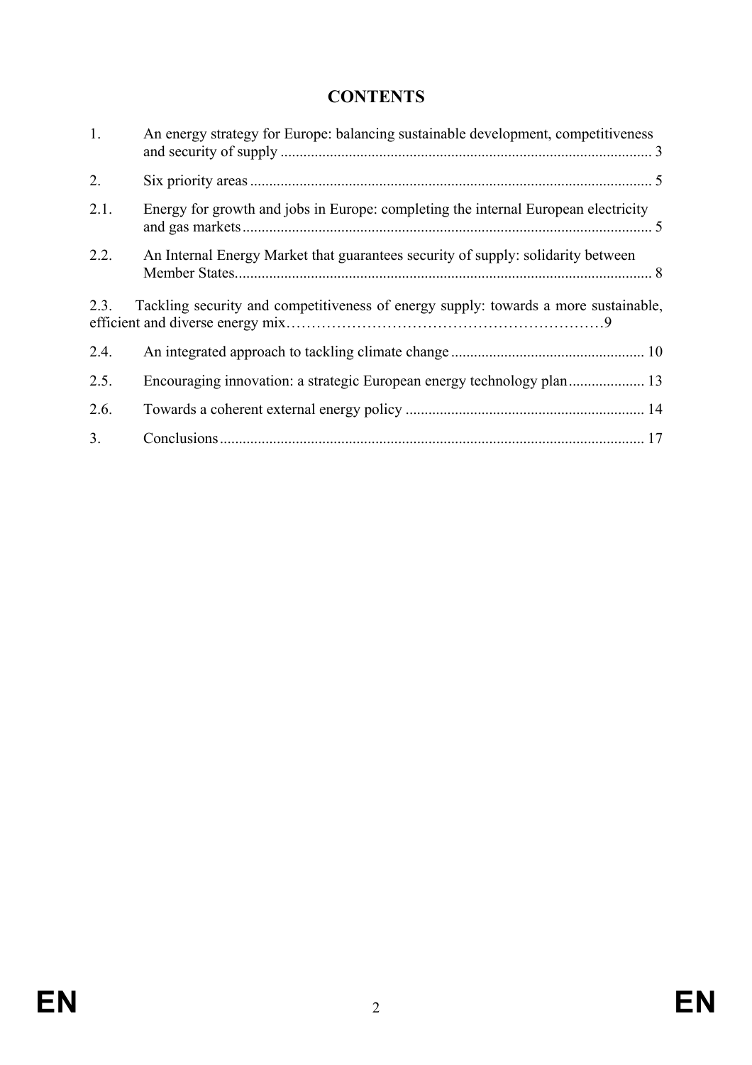# CONTENTS

| | | |
|---|---|---|
| 1. | An energy strategy for Europe: balancing sustainable development, competitiveness and security of supply | 3 |
| 2. | Six priority areas | 5 |
| 2.1. | Energy for growth and jobs in Europe: completing the internal European electricity and gas markets | 5 |
| 2.2. | An Internal Energy Market that guarantees security of supply: solidarity between Member States | 8 |
| 2.3. | Tackling security and competitiveness of energy supply: towards a more sustainable, efficient and diverse energy mix | 9 |
| 2.4. | An integrated approach to tackling climate change | 10 |
| 2.5. | Encouraging innovation: a strategic European energy technology plan | 13 |
| 2.6. | Towards a coherent external energy policy | 14 |
| 3. | Conclusions | 17 |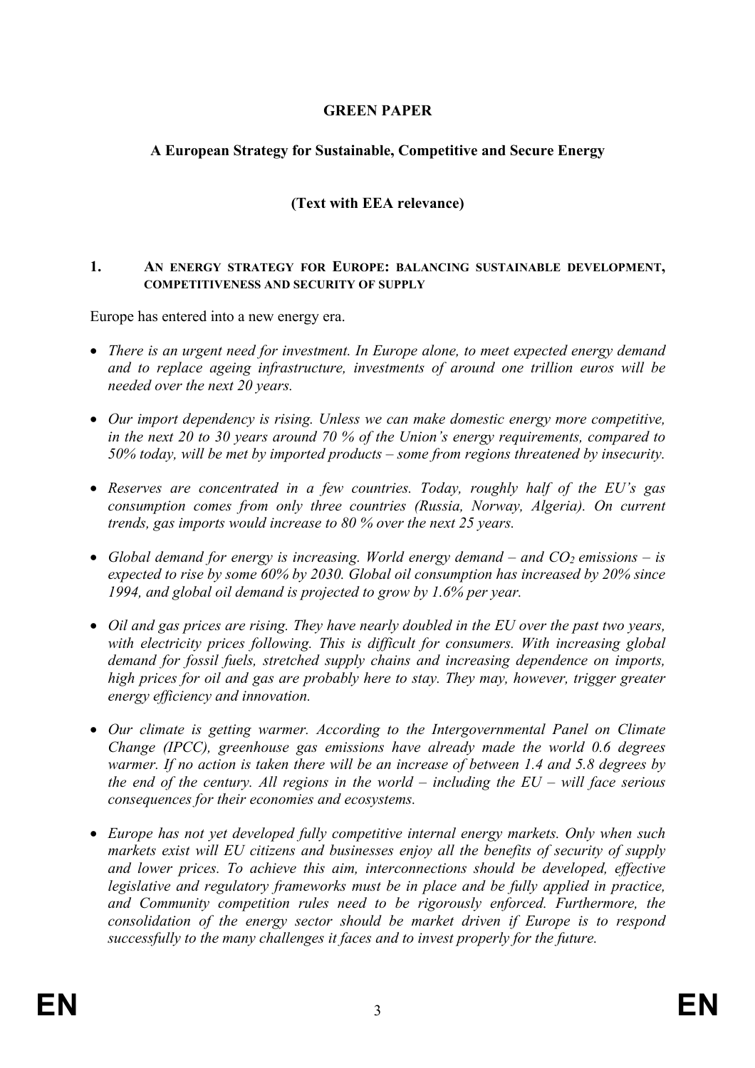**GREEN PAPER**

**A European Strategy for Sustainable, Competitive and Secure Energy**

**(Text with EEA relevance)**

## 1. AN ENERGY STRATEGY FOR EUROPE: BALANCING SUSTAINABLE DEVELOPMENT, COMPETITIVENESS AND SECURITY OF SUPPLY

Europe has entered into a new energy era.

- *There is an urgent need for investment. In Europe alone, to meet expected energy demand and to replace ageing infrastructure, investments of around one trillion euros will be needed over the next 20 years.*

- *Our import dependency is rising. Unless we can make domestic energy more competitive, in the next 20 to 30 years around 70 % of the Union's energy requirements, compared to 50% today, will be met by imported products – some from regions threatened by insecurity.*

- *Reserves are concentrated in a few countries. Today, roughly half of the EU's gas consumption comes from only three countries (Russia, Norway, Algeria). On current trends, gas imports would increase to 80 % over the next 25 years.*

- *Global demand for energy is increasing. World energy demand – and $CO_2$ emissions – is expected to rise by some 60% by 2030. Global oil consumption has increased by 20% since 1994, and global oil demand is projected to grow by 1.6% per year.*

- *Oil and gas prices are rising. They have nearly doubled in the EU over the past two years, with electricity prices following. This is difficult for consumers. With increasing global demand for fossil fuels, stretched supply chains and increasing dependence on imports, high prices for oil and gas are probably here to stay. They may, however, trigger greater energy efficiency and innovation.*

- *Our climate is getting warmer. According to the Intergovernmental Panel on Climate Change (IPCC), greenhouse gas emissions have already made the world 0.6 degrees warmer. If no action is taken there will be an increase of between 1.4 and 5.8 degrees by the end of the century. All regions in the world – including the EU – will face serious consequences for their economies and ecosystems.*

- *Europe has not yet developed fully competitive internal energy markets. Only when such markets exist will EU citizens and businesses enjoy all the benefits of security of supply and lower prices. To achieve this aim, interconnections should be developed, effective legislative and regulatory frameworks must be in place and be fully applied in practice, and Community competition rules need to be rigorously enforced. Furthermore, the consolidation of the energy sector should be market driven if Europe is to respond successfully to the many challenges it faces and to invest properly for the future.*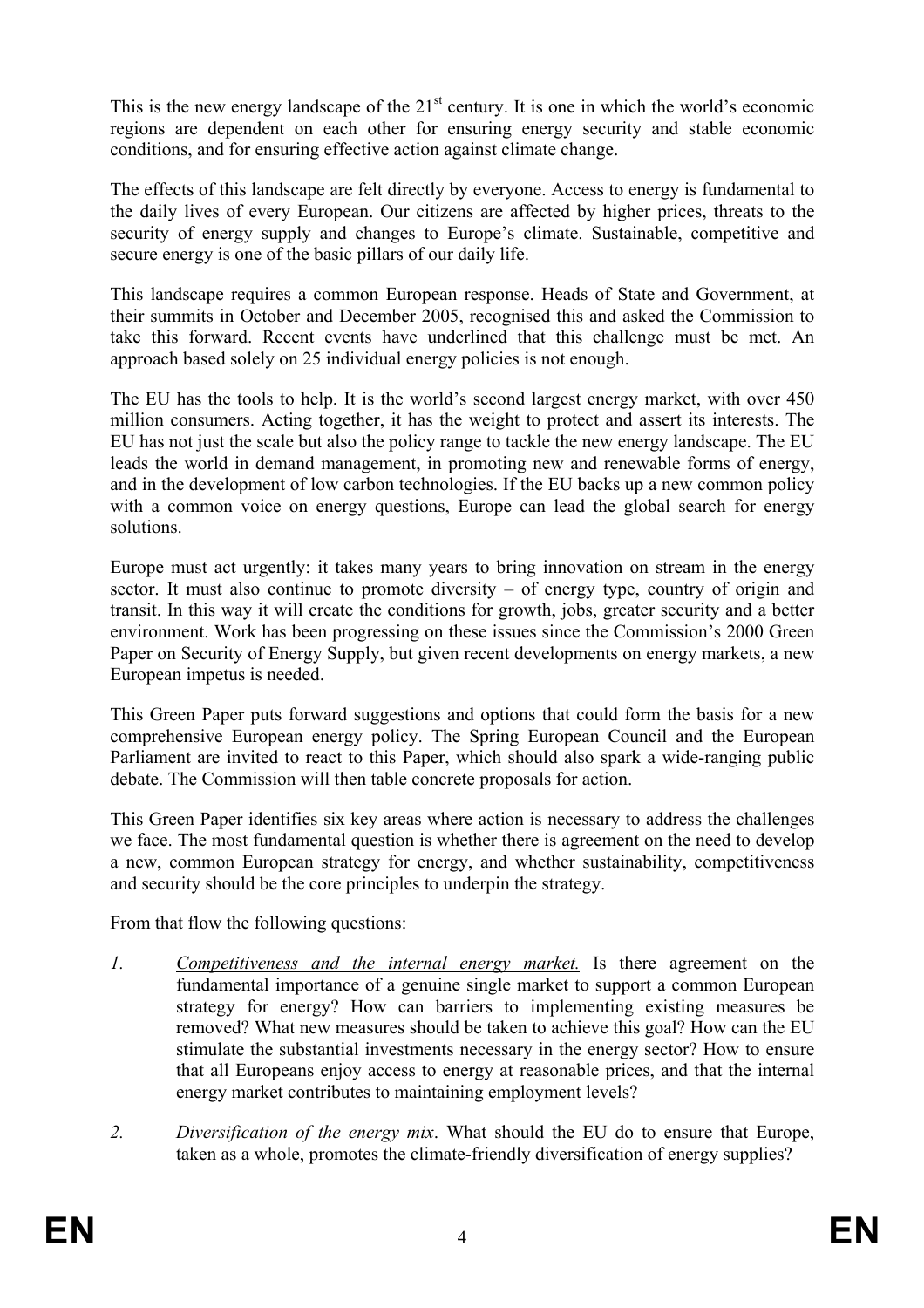This is the new energy landscape of the 21st century. It is one in which the world's economic regions are dependent on each other for ensuring energy security and stable economic conditions, and for ensuring effective action against climate change.

The effects of this landscape are felt directly by everyone. Access to energy is fundamental to the daily lives of every European. Our citizens are affected by higher prices, threats to the security of energy supply and changes to Europe's climate. Sustainable, competitive and secure energy is one of the basic pillars of our daily life.

This landscape requires a common European response. Heads of State and Government, at their summits in October and December 2005, recognised this and asked the Commission to take this forward. Recent events have underlined that this challenge must be met. An approach based solely on 25 individual energy policies is not enough.

The EU has the tools to help. It is the world's second largest energy market, with over 450 million consumers. Acting together, it has the weight to protect and assert its interests. The EU has not just the scale but also the policy range to tackle the new energy landscape. The EU leads the world in demand management, in promoting new and renewable forms of energy, and in the development of low carbon technologies. If the EU backs up a new common policy with a common voice on energy questions, Europe can lead the global search for energy solutions.

Europe must act urgently: it takes many years to bring innovation on stream in the energy sector. It must also continue to promote diversity – of energy type, country of origin and transit. In this way it will create the conditions for growth, jobs, greater security and a better environment. Work has been progressing on these issues since the Commission's 2000 Green Paper on Security of Energy Supply, but given recent developments on energy markets, a new European impetus is needed.

This Green Paper puts forward suggestions and options that could form the basis for a new comprehensive European energy policy. The Spring European Council and the European Parliament are invited to react to this Paper, which should also spark a wide-ranging public debate. The Commission will then table concrete proposals for action.

This Green Paper identifies six key areas where action is necessary to address the challenges we face. The most fundamental question is whether there is agreement on the need to develop a new, common European strategy for energy, and whether sustainability, competitiveness and security should be the core principles to underpin the strategy.

From that flow the following questions:

1. *Competitiveness and the internal energy market.* Is there agreement on the fundamental importance of a genuine single market to support a common European strategy for energy? How can barriers to implementing existing measures be removed? What new measures should be taken to achieve this goal? How can the EU stimulate the substantial investments necessary in the energy sector? How to ensure that all Europeans enjoy access to energy at reasonable prices, and that the internal energy market contributes to maintaining employment levels?

2. *Diversification of the energy mix.* What should the EU do to ensure that Europe, taken as a whole, promotes the climate-friendly diversification of energy supplies?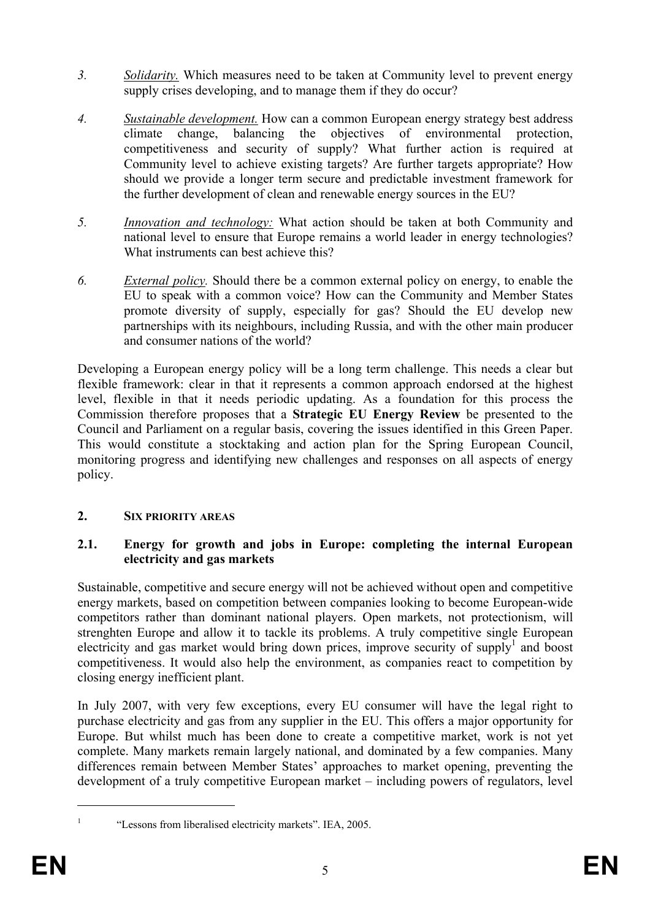3. *Solidarity.* Which measures need to be taken at Community level to prevent energy supply crises developing, and to manage them if they do occur?

4. *Sustainable development.* How can a common European energy strategy best address climate change, balancing the objectives of environmental protection, competitiveness and security of supply? What further action is required at Community level to achieve existing targets? Are further targets appropriate? How should we provide a longer term secure and predictable investment framework for the further development of clean and renewable energy sources in the EU?

5. *Innovation and technology:* What action should be taken at both Community and national level to ensure that Europe remains a world leader in energy technologies? What instruments can best achieve this?

6. *External policy.* Should there be a common external policy on energy, to enable the EU to speak with a common voice? How can the Community and Member States promote diversity of supply, especially for gas? Should the EU develop new partnerships with its neighbours, including Russia, and with the other main producer and consumer nations of the world?

Developing a European energy policy will be a long term challenge. This needs a clear but flexible framework: clear in that it represents a common approach endorsed at the highest level, flexible in that it needs periodic updating. As a foundation for this process the Commission therefore proposes that a **Strategic EU Energy Review** be presented to the Council and Parliament on a regular basis, covering the issues identified in this Green Paper. This would constitute a stocktaking and action plan for the Spring European Council, monitoring progress and identifying new challenges and responses on all aspects of energy policy.

## 2. SIX PRIORITY AREAS

### 2.1. Energy for growth and jobs in Europe: completing the internal European electricity and gas markets

Sustainable, competitive and secure energy will not be achieved without open and competitive energy markets, based on competition between companies looking to become European-wide competitors rather than dominant national players. Open markets, not protectionism, will strenghten Europe and allow it to tackle its problems. A truly competitive single European electricity and gas market would bring down prices, improve security of supply[1] and boost competitiveness. It would also help the environment, as companies react to competition by closing energy inefficient plant.

In July 2007, with very few exceptions, every EU consumer will have the legal right to purchase electricity and gas from any supplier in the EU. This offers a major opportunity for Europe. But whilst much has been done to create a competitive market, work is not yet complete. Many markets remain largely national, and dominated by a few companies. Many differences remain between Member States' approaches to market opening, preventing the development of a truly competitive European market – including powers of regulators, level

[1] "Lessons from liberalised electricity markets". IEA, 2005.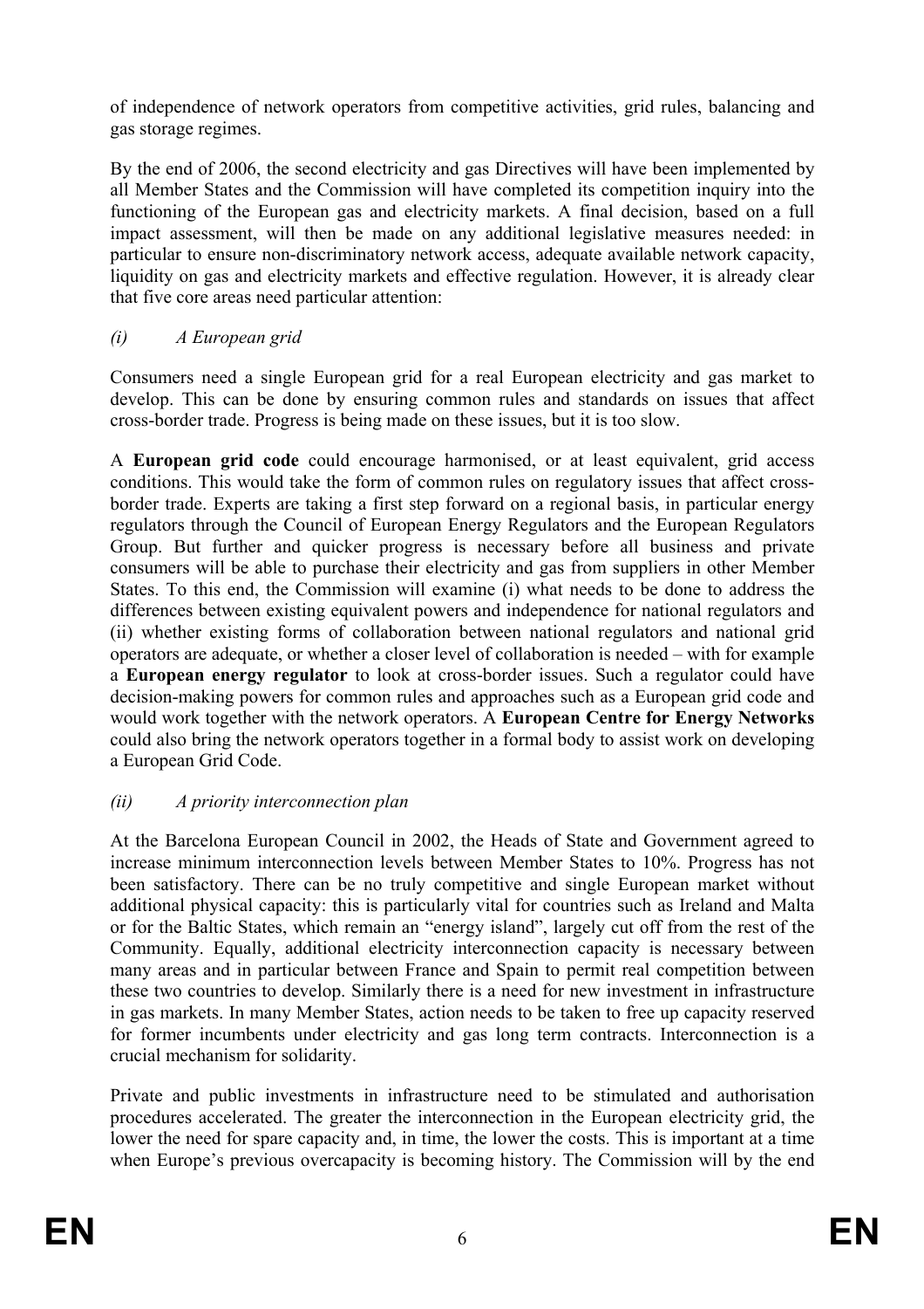of independence of network operators from competitive activities, grid rules, balancing and gas storage regimes.

By the end of 2006, the second electricity and gas Directives will have been implemented by all Member States and the Commission will have completed its competition inquiry into the functioning of the European gas and electricity markets. A final decision, based on a full impact assessment, will then be made on any additional legislative measures needed: in particular to ensure non-discriminatory network access, adequate available network capacity, liquidity on gas and electricity markets and effective regulation. However, it is already clear that five core areas need particular attention:

*(i) A European grid*

Consumers need a single European grid for a real European electricity and gas market to develop. This can be done by ensuring common rules and standards on issues that affect cross-border trade. Progress is being made on these issues, but it is too slow.

A **European grid code** could encourage harmonised, or at least equivalent, grid access conditions. This would take the form of common rules on regulatory issues that affect cross-border trade. Experts are taking a first step forward on a regional basis, in particular energy regulators through the Council of European Energy Regulators and the European Regulators Group. But further and quicker progress is necessary before all business and private consumers will be able to purchase their electricity and gas from suppliers in other Member States. To this end, the Commission will examine (i) what needs to be done to address the differences between existing equivalent powers and independence for national regulators and (ii) whether existing forms of collaboration between national regulators and national grid operators are adequate, or whether a closer level of collaboration is needed – with for example a **European energy regulator** to look at cross-border issues. Such a regulator could have decision-making powers for common rules and approaches such as a European grid code and would work together with the network operators. A **European Centre for Energy Networks** could also bring the network operators together in a formal body to assist work on developing a European Grid Code.

*(ii) A priority interconnection plan*

At the Barcelona European Council in 2002, the Heads of State and Government agreed to increase minimum interconnection levels between Member States to 10%. Progress has not been satisfactory. There can be no truly competitive and single European market without additional physical capacity: this is particularly vital for countries such as Ireland and Malta or for the Baltic States, which remain an "energy island", largely cut off from the rest of the Community. Equally, additional electricity interconnection capacity is necessary between many areas and in particular between France and Spain to permit real competition between these two countries to develop. Similarly there is a need for new investment in infrastructure in gas markets. In many Member States, action needs to be taken to free up capacity reserved for former incumbents under electricity and gas long term contracts. Interconnection is a crucial mechanism for solidarity.

Private and public investments in infrastructure need to be stimulated and authorisation procedures accelerated. The greater the interconnection in the European electricity grid, the lower the need for spare capacity and, in time, the lower the costs. This is important at a time when Europe's previous overcapacity is becoming history. The Commission will by the end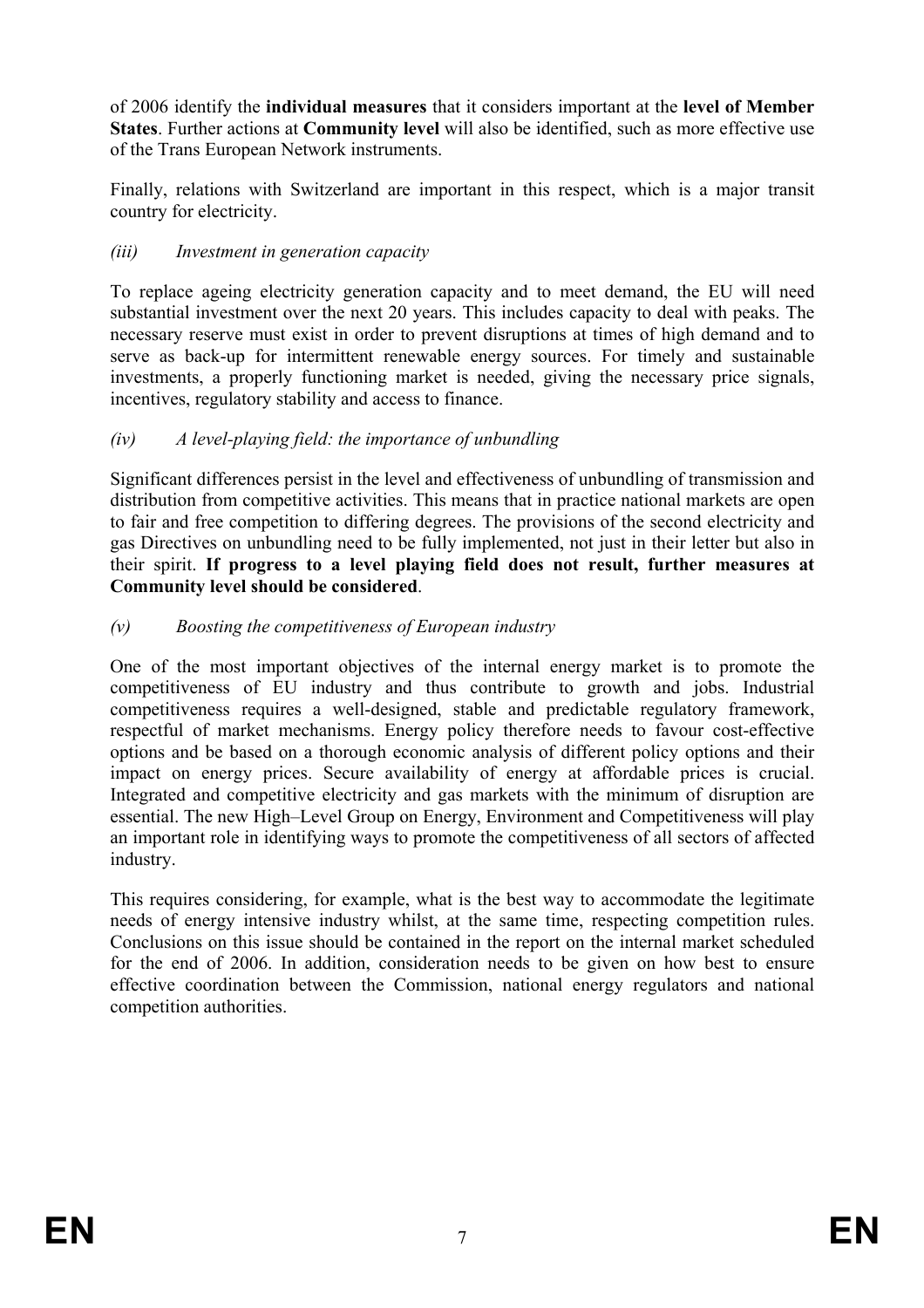of 2006 identify the **individual measures** that it considers important at the **level of Member States**. Further actions at **Community level** will also be identified, such as more effective use of the Trans European Network instruments.

Finally, relations with Switzerland are important in this respect, which is a major transit country for electricity.

*(iii) Investment in generation capacity*

To replace ageing electricity generation capacity and to meet demand, the EU will need substantial investment over the next 20 years. This includes capacity to deal with peaks. The necessary reserve must exist in order to prevent disruptions at times of high demand and to serve as back-up for intermittent renewable energy sources. For timely and sustainable investments, a properly functioning market is needed, giving the necessary price signals, incentives, regulatory stability and access to finance.

*(iv) A level-playing field: the importance of unbundling*

Significant differences persist in the level and effectiveness of unbundling of transmission and distribution from competitive activities. This means that in practice national markets are open to fair and free competition to differing degrees. The provisions of the second electricity and gas Directives on unbundling need to be fully implemented, not just in their letter but also in their spirit. **If progress to a level playing field does not result, further measures at Community level should be considered**.

*(v) Boosting the competitiveness of European industry*

One of the most important objectives of the internal energy market is to promote the competitiveness of EU industry and thus contribute to growth and jobs. Industrial competitiveness requires a well-designed, stable and predictable regulatory framework, respectful of market mechanisms. Energy policy therefore needs to favour cost-effective options and be based on a thorough economic analysis of different policy options and their impact on energy prices. Secure availability of energy at affordable prices is crucial. Integrated and competitive electricity and gas markets with the minimum of disruption are essential. The new High–Level Group on Energy, Environment and Competitiveness will play an important role in identifying ways to promote the competitiveness of all sectors of affected industry.

This requires considering, for example, what is the best way to accommodate the legitimate needs of energy intensive industry whilst, at the same time, respecting competition rules. Conclusions on this issue should be contained in the report on the internal market scheduled for the end of 2006. In addition, consideration needs to be given on how best to ensure effective coordination between the Commission, national energy regulators and national competition authorities.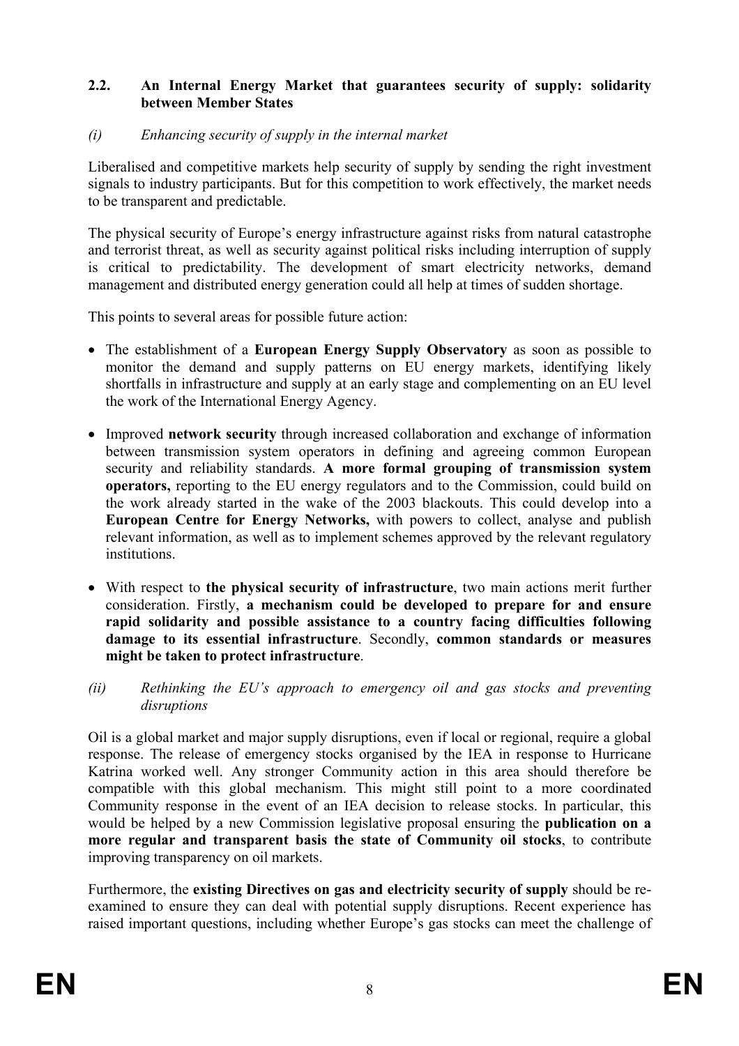### 2.2. An Internal Energy Market that guarantees security of supply: solidarity between Member States

#### *(i) Enhancing security of supply in the internal market*

Liberalised and competitive markets help security of supply by sending the right investment signals to industry participants. But for this competition to work effectively, the market needs to be transparent and predictable.

The physical security of Europe's energy infrastructure against risks from natural catastrophe and terrorist threat, as well as security against political risks including interruption of supply is critical to predictability. The development of smart electricity networks, demand management and distributed energy generation could all help at times of sudden shortage.

This points to several areas for possible future action:

- The establishment of a **European Energy Supply Observatory** as soon as possible to monitor the demand and supply patterns on EU energy markets, identifying likely shortfalls in infrastructure and supply at an early stage and complementing on an EU level the work of the International Energy Agency.
- Improved **network security** through increased collaboration and exchange of information between transmission system operators in defining and agreeing common European security and reliability standards. **A more formal grouping of transmission system operators,** reporting to the EU energy regulators and to the Commission, could build on the work already started in the wake of the 2003 blackouts. This could develop into a **European Centre for Energy Networks,** with powers to collect, analyse and publish relevant information, as well as to implement schemes approved by the relevant regulatory institutions.
- With respect to **the physical security of infrastructure**, two main actions merit further consideration. Firstly, **a mechanism could be developed to prepare for and ensure rapid solidarity and possible assistance to a country facing difficulties following damage to its essential infrastructure**. Secondly, **common standards or measures might be taken to protect infrastructure**.

#### *(ii) Rethinking the EU's approach to emergency oil and gas stocks and preventing disruptions*

Oil is a global market and major supply disruptions, even if local or regional, require a global response. The release of emergency stocks organised by the IEA in response to Hurricane Katrina worked well. Any stronger Community action in this area should therefore be compatible with this global mechanism. This might still point to a more coordinated Community response in the event of an IEA decision to release stocks. In particular, this would be helped by a new Commission legislative proposal ensuring the **publication on a more regular and transparent basis the state of Community oil stocks**, to contribute improving transparency on oil markets.

Furthermore, the **existing Directives on gas and electricity security of supply** should be re-examined to ensure they can deal with potential supply disruptions. Recent experience has raised important questions, including whether Europe's gas stocks can meet the challenge of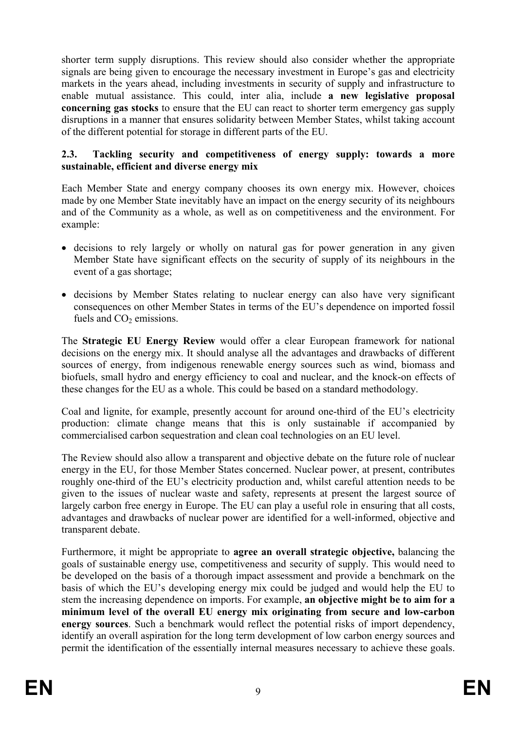shorter term supply disruptions. This review should also consider whether the appropriate signals are being given to encourage the necessary investment in Europe's gas and electricity markets in the years ahead, including investments in security of supply and infrastructure to enable mutual assistance. This could, inter alia, include **a new legislative proposal concerning gas stocks** to ensure that the EU can react to shorter term emergency gas supply disruptions in a manner that ensures solidarity between Member States, whilst taking account of the different potential for storage in different parts of the EU.

### 2.3. Tackling security and competitiveness of energy supply: towards a more sustainable, efficient and diverse energy mix

Each Member State and energy company chooses its own energy mix. However, choices made by one Member State inevitably have an impact on the energy security of its neighbours and of the Community as a whole, as well as on competitiveness and the environment. For example:

- decisions to rely largely or wholly on natural gas for power generation in any given Member State have significant effects on the security of supply of its neighbours in the event of a gas shortage;
- decisions by Member States relating to nuclear energy can also have very significant consequences on other Member States in terms of the EU's dependence on imported fossil fuels and $CO_2$ emissions.

The **Strategic EU Energy Review** would offer a clear European framework for national decisions on the energy mix. It should analyse all the advantages and drawbacks of different sources of energy, from indigenous renewable energy sources such as wind, biomass and biofuels, small hydro and energy efficiency to coal and nuclear, and the knock-on effects of these changes for the EU as a whole. This could be based on a standard methodology.

Coal and lignite, for example, presently account for around one-third of the EU's electricity production: climate change means that this is only sustainable if accompanied by commercialised carbon sequestration and clean coal technologies on an EU level.

The Review should also allow a transparent and objective debate on the future role of nuclear energy in the EU, for those Member States concerned. Nuclear power, at present, contributes roughly one-third of the EU's electricity production and, whilst careful attention needs to be given to the issues of nuclear waste and safety, represents at present the largest source of largely carbon free energy in Europe. The EU can play a useful role in ensuring that all costs, advantages and drawbacks of nuclear power are identified for a well-informed, objective and transparent debate.

Furthermore, it might be appropriate to **agree an overall strategic objective,** balancing the goals of sustainable energy use, competitiveness and security of supply. This would need to be developed on the basis of a thorough impact assessment and provide a benchmark on the basis of which the EU's developing energy mix could be judged and would help the EU to stem the increasing dependence on imports. For example, **an objective might be to aim for a minimum level of the overall EU energy mix originating from secure and low-carbon energy sources**. Such a benchmark would reflect the potential risks of import dependency, identify an overall aspiration for the long term development of low carbon energy sources and permit the identification of the essentially internal measures necessary to achieve these goals.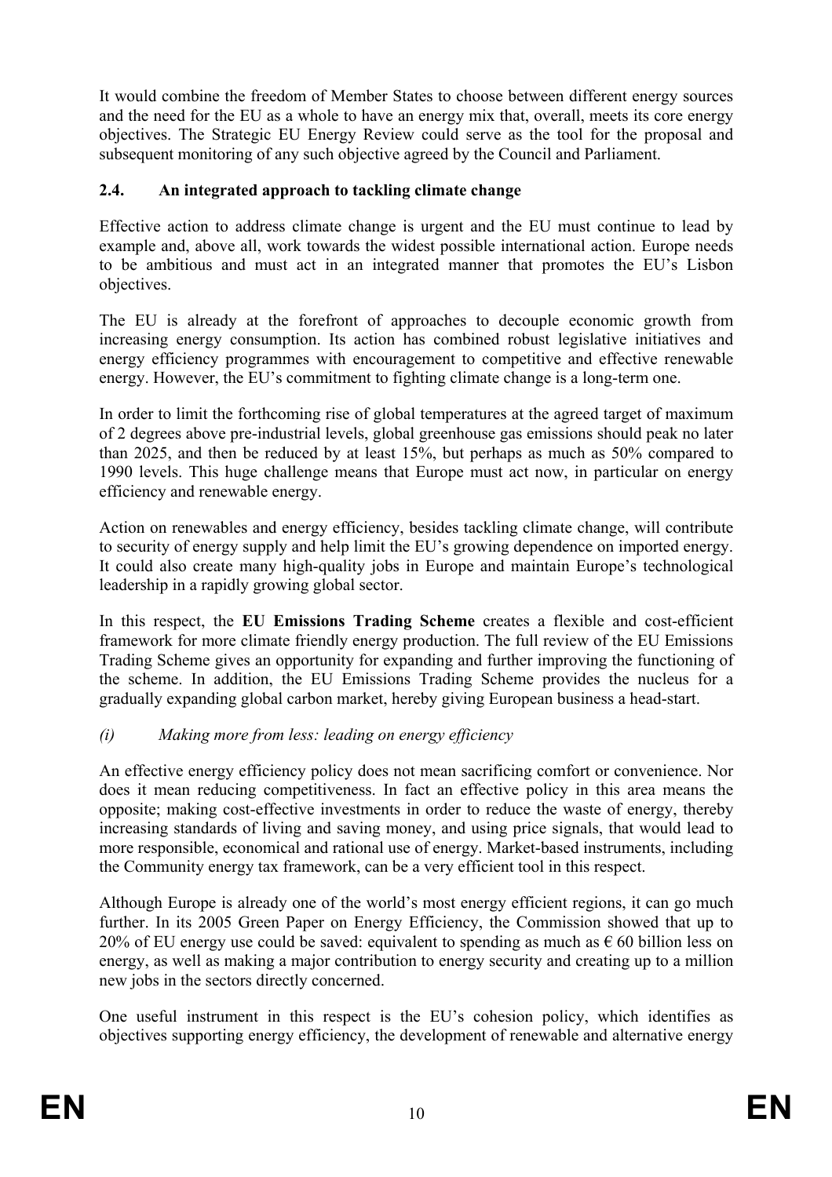It would combine the freedom of Member States to choose between different energy sources and the need for the EU as a whole to have an energy mix that, overall, meets its core energy objectives. The Strategic EU Energy Review could serve as the tool for the proposal and subsequent monitoring of any such objective agreed by the Council and Parliament.

### 2.4. An integrated approach to tackling climate change

Effective action to address climate change is urgent and the EU must continue to lead by example and, above all, work towards the widest possible international action. Europe needs to be ambitious and must act in an integrated manner that promotes the EU's Lisbon objectives.

The EU is already at the forefront of approaches to decouple economic growth from increasing energy consumption. Its action has combined robust legislative initiatives and energy efficiency programmes with encouragement to competitive and effective renewable energy. However, the EU's commitment to fighting climate change is a long-term one.

In order to limit the forthcoming rise of global temperatures at the agreed target of maximum of 2 degrees above pre-industrial levels, global greenhouse gas emissions should peak no later than 2025, and then be reduced by at least 15%, but perhaps as much as 50% compared to 1990 levels. This huge challenge means that Europe must act now, in particular on energy efficiency and renewable energy.

Action on renewables and energy efficiency, besides tackling climate change, will contribute to security of energy supply and help limit the EU's growing dependence on imported energy. It could also create many high-quality jobs in Europe and maintain Europe's technological leadership in a rapidly growing global sector.

In this respect, the **EU Emissions Trading Scheme** creates a flexible and cost-efficient framework for more climate friendly energy production. The full review of the EU Emissions Trading Scheme gives an opportunity for expanding and further improving the functioning of the scheme. In addition, the EU Emissions Trading Scheme provides the nucleus for a gradually expanding global carbon market, hereby giving European business a head-start.

#### *(i) Making more from less: leading on energy efficiency*

An effective energy efficiency policy does not mean sacrificing comfort or convenience. Nor does it mean reducing competitiveness. In fact an effective policy in this area means the opposite; making cost-effective investments in order to reduce the waste of energy, thereby increasing standards of living and saving money, and using price signals, that would lead to more responsible, economical and rational use of energy. Market-based instruments, including the Community energy tax framework, can be a very efficient tool in this respect.

Although Europe is already one of the world's most energy efficient regions, it can go much further. In its 2005 Green Paper on Energy Efficiency, the Commission showed that up to 20% of EU energy use could be saved: equivalent to spending as much as € 60 billion less on energy, as well as making a major contribution to energy security and creating up to a million new jobs in the sectors directly concerned.

One useful instrument in this respect is the EU's cohesion policy, which identifies as objectives supporting energy efficiency, the development of renewable and alternative energy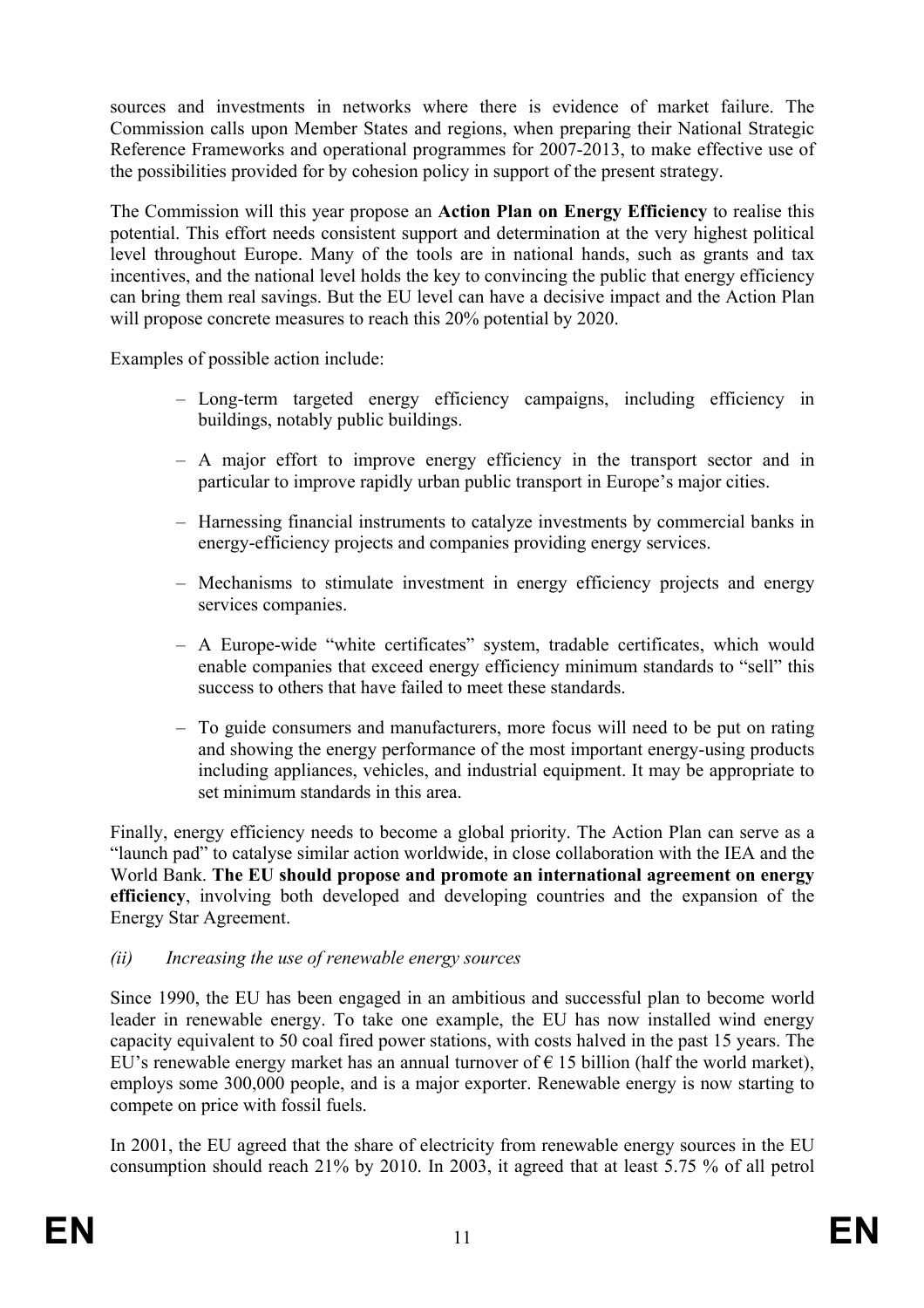sources and investments in networks where there is evidence of market failure. The Commission calls upon Member States and regions, when preparing their National Strategic Reference Frameworks and operational programmes for 2007-2013, to make effective use of the possibilities provided for by cohesion policy in support of the present strategy.

The Commission will this year propose an **Action Plan on Energy Efficiency** to realise this potential. This effort needs consistent support and determination at the very highest political level throughout Europe. Many of the tools are in national hands, such as grants and tax incentives, and the national level holds the key to convincing the public that energy efficiency can bring them real savings. But the EU level can have a decisive impact and the Action Plan will propose concrete measures to reach this 20% potential by 2020.

Examples of possible action include:

- Long-term targeted energy efficiency campaigns, including efficiency in buildings, notably public buildings.
- A major effort to improve energy efficiency in the transport sector and in particular to improve rapidly urban public transport in Europe's major cities.
- Harnessing financial instruments to catalyze investments by commercial banks in energy-efficiency projects and companies providing energy services.
- Mechanisms to stimulate investment in energy efficiency projects and energy services companies.
- A Europe-wide "white certificates" system, tradable certificates, which would enable companies that exceed energy efficiency minimum standards to "sell" this success to others that have failed to meet these standards.
- To guide consumers and manufacturers, more focus will need to be put on rating and showing the energy performance of the most important energy-using products including appliances, vehicles, and industrial equipment. It may be appropriate to set minimum standards in this area.

Finally, energy efficiency needs to become a global priority. The Action Plan can serve as a "launch pad" to catalyse similar action worldwide, in close collaboration with the IEA and the World Bank. **The EU should propose and promote an international agreement on energy efficiency**, involving both developed and developing countries and the expansion of the Energy Star Agreement.

*(ii) Increasing the use of renewable energy sources*

Since 1990, the EU has been engaged in an ambitious and successful plan to become world leader in renewable energy. To take one example, the EU has now installed wind energy capacity equivalent to 50 coal fired power stations, with costs halved in the past 15 years. The EU's renewable energy market has an annual turnover of € 15 billion (half the world market), employs some 300,000 people, and is a major exporter. Renewable energy is now starting to compete on price with fossil fuels.

In 2001, the EU agreed that the share of electricity from renewable energy sources in the EU consumption should reach 21% by 2010. In 2003, it agreed that at least 5.75 % of all petrol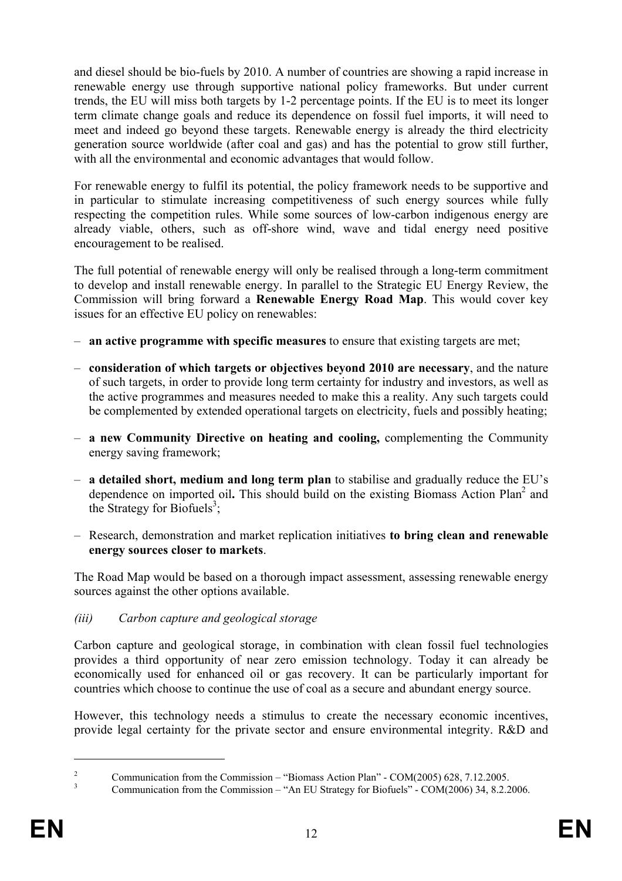and diesel should be bio-fuels by 2010. A number of countries are showing a rapid increase in renewable energy use through supportive national policy frameworks. But under current trends, the EU will miss both targets by 1-2 percentage points. If the EU is to meet its longer term climate change goals and reduce its dependence on fossil fuel imports, it will need to meet and indeed go beyond these targets. Renewable energy is already the third electricity generation source worldwide (after coal and gas) and has the potential to grow still further, with all the environmental and economic advantages that would follow.

For renewable energy to fulfil its potential, the policy framework needs to be supportive and in particular to stimulate increasing competitiveness of such energy sources while fully respecting the competition rules. While some sources of low-carbon indigenous energy are already viable, others, such as off-shore wind, wave and tidal energy need positive encouragement to be realised.

The full potential of renewable energy will only be realised through a long-term commitment to develop and install renewable energy. In parallel to the Strategic EU Energy Review, the Commission will bring forward a **Renewable Energy Road Map**. This would cover key issues for an effective EU policy on renewables:

- **an active programme with specific measures** to ensure that existing targets are met;
- **consideration of which targets or objectives beyond 2010 are necessary**, and the nature of such targets, in order to provide long term certainty for industry and investors, as well as the active programmes and measures needed to make this a reality. Any such targets could be complemented by extended operational targets on electricity, fuels and possibly heating;
- **a new Community Directive on heating and cooling,** complementing the Community energy saving framework;
- **a detailed short, medium and long term plan** to stabilise and gradually reduce the EU's dependence on imported oil**.** This should build on the existing Biomass Action Plan[2] and the Strategy for Biofuels[3];
- Research, demonstration and market replication initiatives **to bring clean and renewable energy sources closer to markets**.

The Road Map would be based on a thorough impact assessment, assessing renewable energy sources against the other options available.

*(iii) Carbon capture and geological storage*

Carbon capture and geological storage, in combination with clean fossil fuel technologies provides a third opportunity of near zero emission technology. Today it can already be economically used for enhanced oil or gas recovery. It can be particularly important for countries which choose to continue the use of coal as a secure and abundant energy source.

However, this technology needs a stimulus to create the necessary economic incentives, provide legal certainty for the private sector and ensure environmental integrity. R&D and

[2] Communication from the Commission – "Biomass Action Plan" - COM(2005) 628, 7.12.2005.

[3] Communication from the Commission – "An EU Strategy for Biofuels" - COM(2006) 34, 8.2.2006.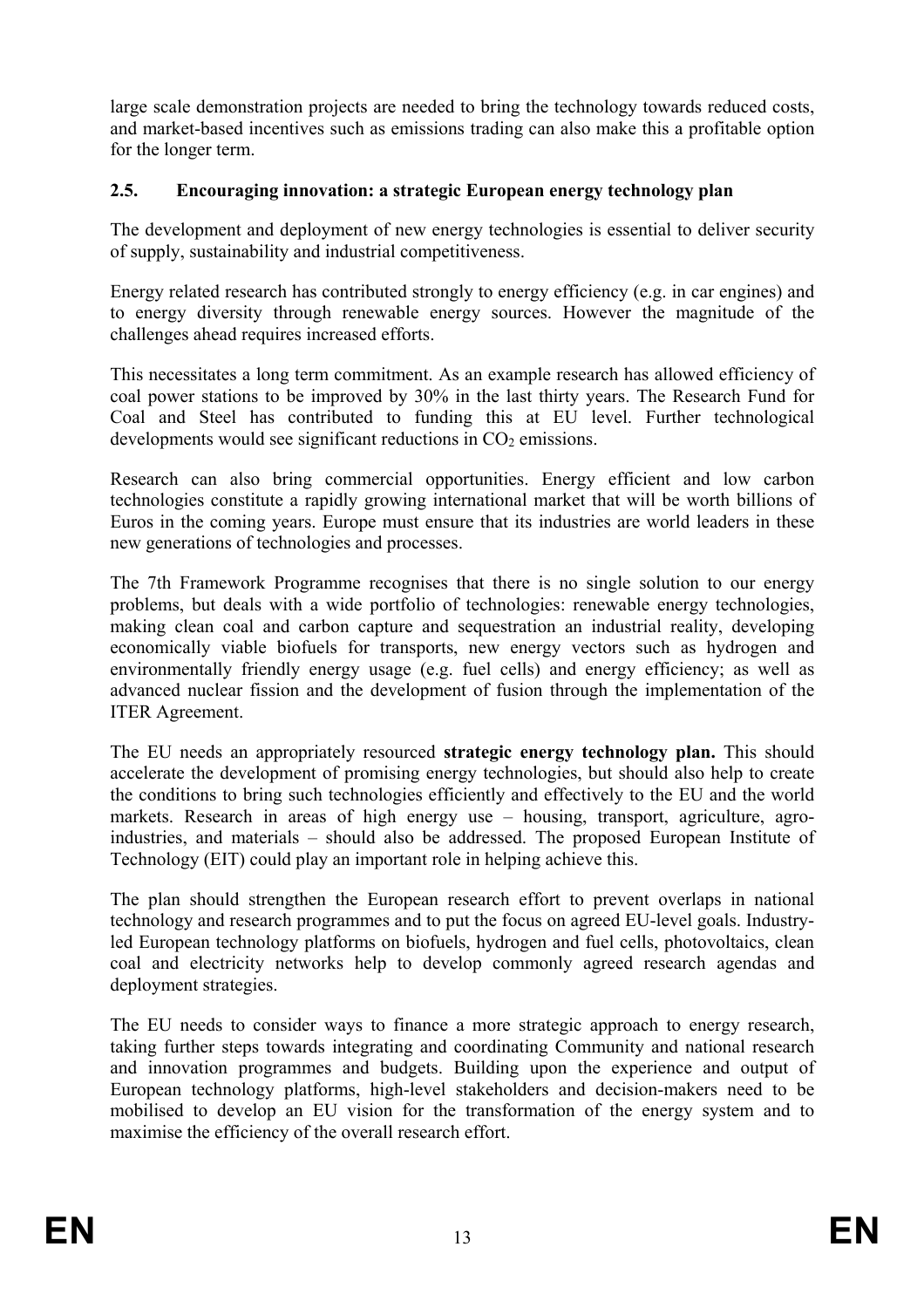large scale demonstration projects are needed to bring the technology towards reduced costs, and market-based incentives such as emissions trading can also make this a profitable option for the longer term.

### 2.5. Encouraging innovation: a strategic European energy technology plan

The development and deployment of new energy technologies is essential to deliver security of supply, sustainability and industrial competitiveness.

Energy related research has contributed strongly to energy efficiency (e.g. in car engines) and to energy diversity through renewable energy sources. However the magnitude of the challenges ahead requires increased efforts.

This necessitates a long term commitment. As an example research has allowed efficiency of coal power stations to be improved by 30% in the last thirty years. The Research Fund for Coal and Steel has contributed to funding this at EU level. Further technological developments would see significant reductions in $CO_2$ emissions.

Research can also bring commercial opportunities. Energy efficient and low carbon technologies constitute a rapidly growing international market that will be worth billions of Euros in the coming years. Europe must ensure that its industries are world leaders in these new generations of technologies and processes.

The 7th Framework Programme recognises that there is no single solution to our energy problems, but deals with a wide portfolio of technologies: renewable energy technologies, making clean coal and carbon capture and sequestration an industrial reality, developing economically viable biofuels for transports, new energy vectors such as hydrogen and environmentally friendly energy usage (e.g. fuel cells) and energy efficiency; as well as advanced nuclear fission and the development of fusion through the implementation of the ITER Agreement.

The EU needs an appropriately resourced **strategic energy technology plan.** This should accelerate the development of promising energy technologies, but should also help to create the conditions to bring such technologies efficiently and effectively to the EU and the world markets. Research in areas of high energy use – housing, transport, agriculture, agro-industries, and materials – should also be addressed. The proposed European Institute of Technology (EIT) could play an important role in helping achieve this.

The plan should strengthen the European research effort to prevent overlaps in national technology and research programmes and to put the focus on agreed EU-level goals. Industry-led European technology platforms on biofuels, hydrogen and fuel cells, photovoltaics, clean coal and electricity networks help to develop commonly agreed research agendas and deployment strategies.

The EU needs to consider ways to finance a more strategic approach to energy research, taking further steps towards integrating and coordinating Community and national research and innovation programmes and budgets. Building upon the experience and output of European technology platforms, high-level stakeholders and decision-makers need to be mobilised to develop an EU vision for the transformation of the energy system and to maximise the efficiency of the overall research effort.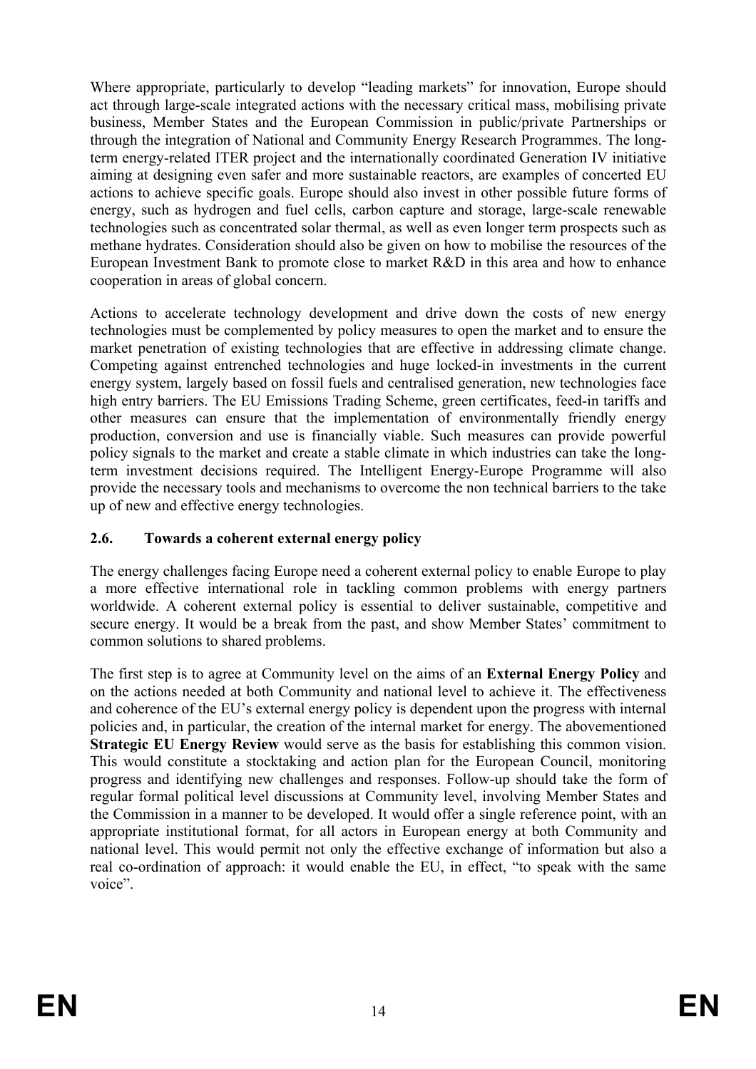Where appropriate, particularly to develop "leading markets" for innovation, Europe should act through large-scale integrated actions with the necessary critical mass, mobilising private business, Member States and the European Commission in public/private Partnerships or through the integration of National and Community Energy Research Programmes. The long-term energy-related ITER project and the internationally coordinated Generation IV initiative aiming at designing even safer and more sustainable reactors, are examples of concerted EU actions to achieve specific goals. Europe should also invest in other possible future forms of energy, such as hydrogen and fuel cells, carbon capture and storage, large-scale renewable technologies such as concentrated solar thermal, as well as even longer term prospects such as methane hydrates. Consideration should also be given on how to mobilise the resources of the European Investment Bank to promote close to market R&D in this area and how to enhance cooperation in areas of global concern.

Actions to accelerate technology development and drive down the costs of new energy technologies must be complemented by policy measures to open the market and to ensure the market penetration of existing technologies that are effective in addressing climate change. Competing against entrenched technologies and huge locked-in investments in the current energy system, largely based on fossil fuels and centralised generation, new technologies face high entry barriers. The EU Emissions Trading Scheme, green certificates, feed-in tariffs and other measures can ensure that the implementation of environmentally friendly energy production, conversion and use is financially viable. Such measures can provide powerful policy signals to the market and create a stable climate in which industries can take the long-term investment decisions required. The Intelligent Energy-Europe Programme will also provide the necessary tools and mechanisms to overcome the non technical barriers to the take up of new and effective energy technologies.

### 2.6. Towards a coherent external energy policy

The energy challenges facing Europe need a coherent external policy to enable Europe to play a more effective international role in tackling common problems with energy partners worldwide. A coherent external policy is essential to deliver sustainable, competitive and secure energy. It would be a break from the past, and show Member States' commitment to common solutions to shared problems.

The first step is to agree at Community level on the aims of an **External Energy Policy** and on the actions needed at both Community and national level to achieve it. The effectiveness and coherence of the EU's external energy policy is dependent upon the progress with internal policies and, in particular, the creation of the internal market for energy. The abovementioned **Strategic EU Energy Review** would serve as the basis for establishing this common vision. This would constitute a stocktaking and action plan for the European Council, monitoring progress and identifying new challenges and responses. Follow-up should take the form of regular formal political level discussions at Community level, involving Member States and the Commission in a manner to be developed. It would offer a single reference point, with an appropriate institutional format, for all actors in European energy at both Community and national level. This would permit not only the effective exchange of information but also a real co-ordination of approach: it would enable the EU, in effect, "to speak with the same voice".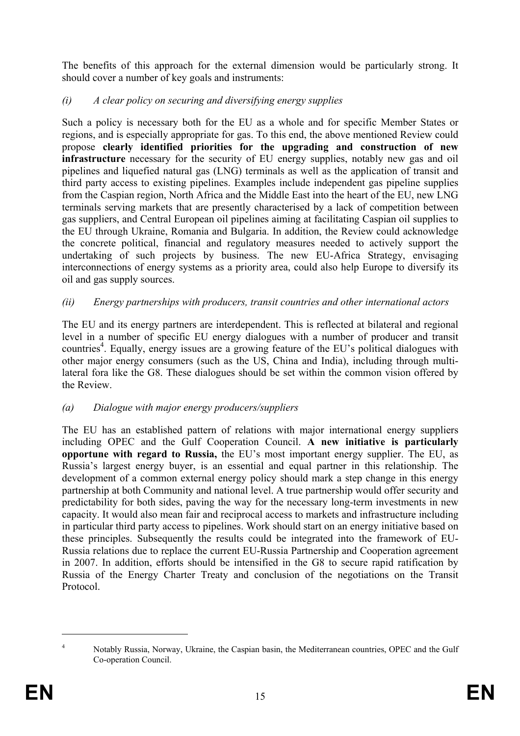The benefits of this approach for the external dimension would be particularly strong. It should cover a number of key goals and instruments:

*(i) A clear policy on securing and diversifying energy supplies*

Such a policy is necessary both for the EU as a whole and for specific Member States or regions, and is especially appropriate for gas. To this end, the above mentioned Review could propose **clearly identified priorities for the upgrading and construction of new infrastructure** necessary for the security of EU energy supplies, notably new gas and oil pipelines and liquefied natural gas (LNG) terminals as well as the application of transit and third party access to existing pipelines. Examples include independent gas pipeline supplies from the Caspian region, North Africa and the Middle East into the heart of the EU, new LNG terminals serving markets that are presently characterised by a lack of competition between gas suppliers, and Central European oil pipelines aiming at facilitating Caspian oil supplies to the EU through Ukraine, Romania and Bulgaria. In addition, the Review could acknowledge the concrete political, financial and regulatory measures needed to actively support the undertaking of such projects by business. The new EU-Africa Strategy, envisaging interconnections of energy systems as a priority area, could also help Europe to diversify its oil and gas supply sources.

*(ii) Energy partnerships with producers, transit countries and other international actors*

The EU and its energy partners are interdependent. This is reflected at bilateral and regional level in a number of specific EU energy dialogues with a number of producer and transit countries[4]. Equally, energy issues are a growing feature of the EU's political dialogues with other major energy consumers (such as the US, China and India), including through multi-lateral fora like the G8. These dialogues should be set within the common vision offered by the Review.

*(a) Dialogue with major energy producers/suppliers*

The EU has an established pattern of relations with major international energy suppliers including OPEC and the Gulf Cooperation Council. **A new initiative is particularly opportune with regard to Russia,** the EU's most important energy supplier. The EU, as Russia's largest energy buyer, is an essential and equal partner in this relationship. The development of a common external energy policy should mark a step change in this energy partnership at both Community and national level. A true partnership would offer security and predictability for both sides, paving the way for the necessary long-term investments in new capacity. It would also mean fair and reciprocal access to markets and infrastructure including in particular third party access to pipelines. Work should start on an energy initiative based on these principles. Subsequently the results could be integrated into the framework of EU-Russia relations due to replace the current EU-Russia Partnership and Cooperation agreement in 2007. In addition, efforts should be intensified in the G8 to secure rapid ratification by Russia of the Energy Charter Treaty and conclusion of the negotiations on the Transit Protocol.

---

[4] Notably Russia, Norway, Ukraine, the Caspian basin, the Mediterranean countries, OPEC and the Gulf Co-operation Council.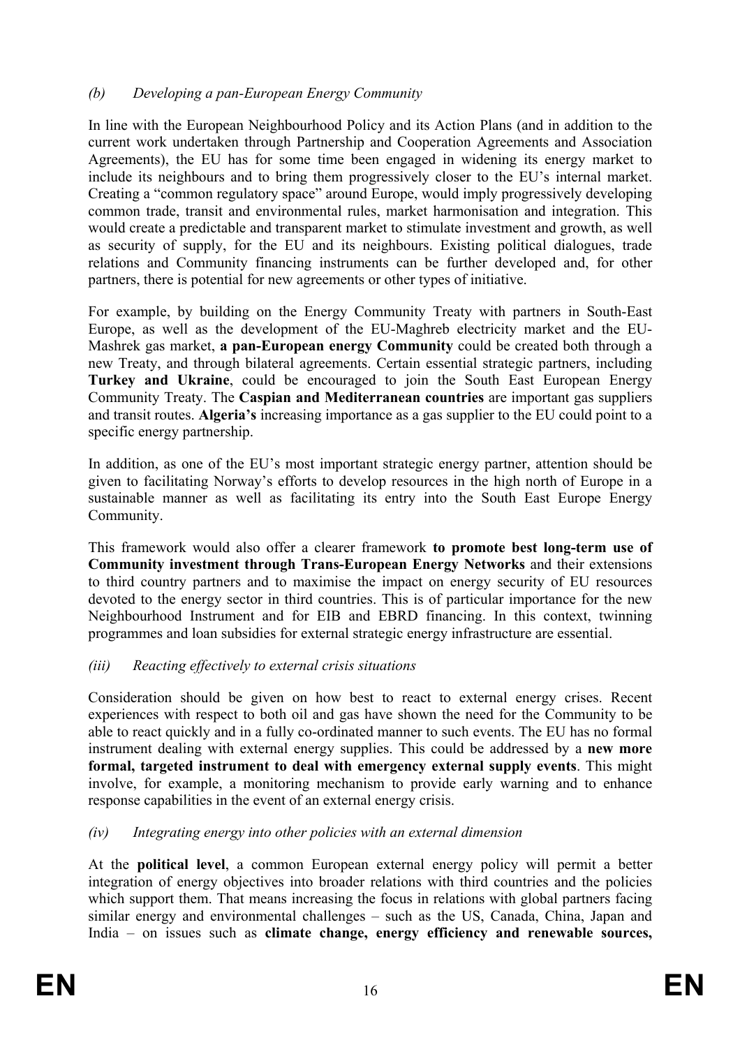*(b) Developing a pan-European Energy Community*

In line with the European Neighbourhood Policy and its Action Plans (and in addition to the current work undertaken through Partnership and Cooperation Agreements and Association Agreements), the EU has for some time been engaged in widening its energy market to include its neighbours and to bring them progressively closer to the EU's internal market. Creating a "common regulatory space" around Europe, would imply progressively developing common trade, transit and environmental rules, market harmonisation and integration. This would create a predictable and transparent market to stimulate investment and growth, as well as security of supply, for the EU and its neighbours. Existing political dialogues, trade relations and Community financing instruments can be further developed and, for other partners, there is potential for new agreements or other types of initiative.

For example, by building on the Energy Community Treaty with partners in South-East Europe, as well as the development of the EU-Maghreb electricity market and the EU-Mashrek gas market, **a pan-European energy Community** could be created both through a new Treaty, and through bilateral agreements. Certain essential strategic partners, including **Turkey and Ukraine**, could be encouraged to join the South East European Energy Community Treaty. The **Caspian and Mediterranean countries** are important gas suppliers and transit routes. **Algeria's** increasing importance as a gas supplier to the EU could point to a specific energy partnership.

In addition, as one of the EU's most important strategic energy partner, attention should be given to facilitating Norway's efforts to develop resources in the high north of Europe in a sustainable manner as well as facilitating its entry into the South East Europe Energy Community.

This framework would also offer a clearer framework **to promote best long-term use of Community investment through Trans-European Energy Networks** and their extensions to third country partners and to maximise the impact on energy security of EU resources devoted to the energy sector in third countries. This is of particular importance for the new Neighbourhood Instrument and for EIB and EBRD financing. In this context, twinning programmes and loan subsidies for external strategic energy infrastructure are essential.

*(iii) Reacting effectively to external crisis situations*

Consideration should be given on how best to react to external energy crises. Recent experiences with respect to both oil and gas have shown the need for the Community to be able to react quickly and in a fully co-ordinated manner to such events. The EU has no formal instrument dealing with external energy supplies. This could be addressed by a **new more formal, targeted instrument to deal with emergency external supply events**. This might involve, for example, a monitoring mechanism to provide early warning and to enhance response capabilities in the event of an external energy crisis.

*(iv) Integrating energy into other policies with an external dimension*

At the **political level**, a common European external energy policy will permit a better integration of energy objectives into broader relations with third countries and the policies which support them. That means increasing the focus in relations with global partners facing similar energy and environmental challenges – such as the US, Canada, China, Japan and India – on issues such as **climate change, energy efficiency and renewable sources,**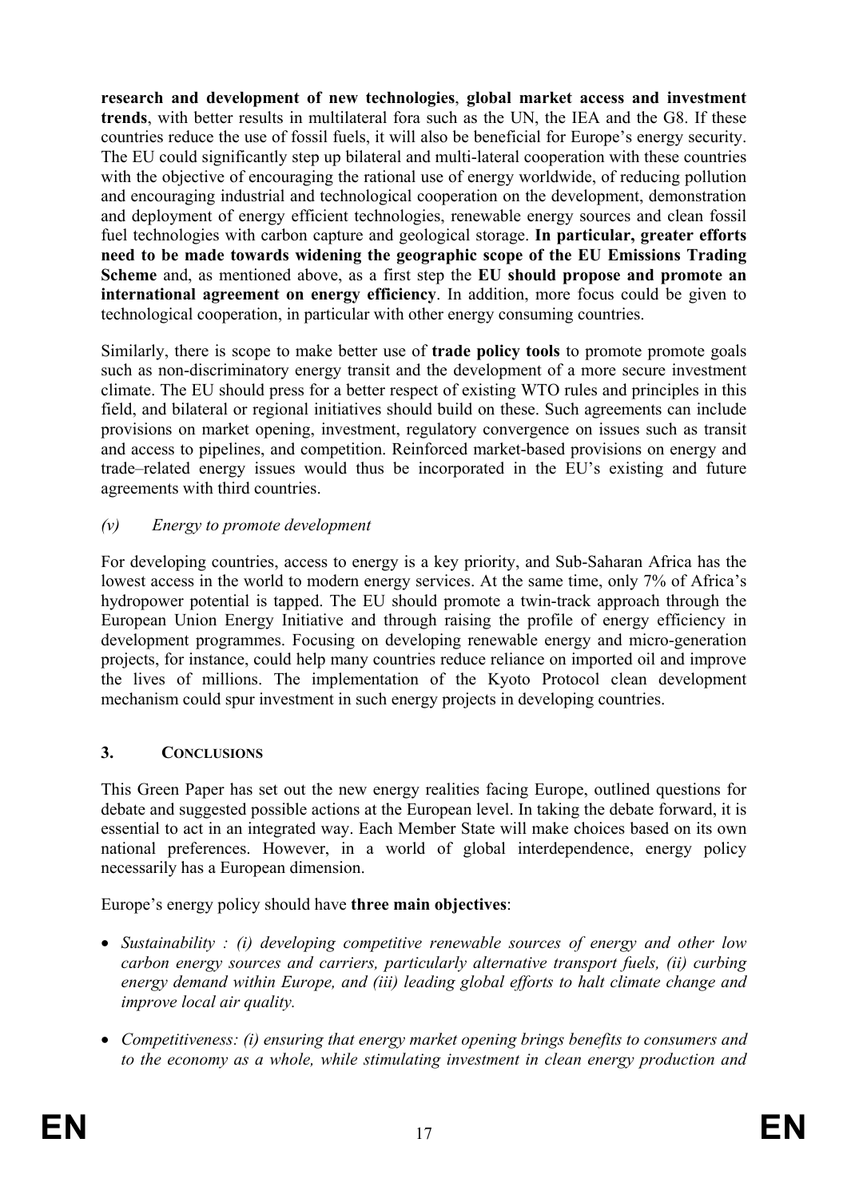**research and development of new technologies**, **global market access and investment trends**, with better results in multilateral fora such as the UN, the IEA and the G8. If these countries reduce the use of fossil fuels, it will also be beneficial for Europe's energy security. The EU could significantly step up bilateral and multi-lateral cooperation with these countries with the objective of encouraging the rational use of energy worldwide, of reducing pollution and encouraging industrial and technological cooperation on the development, demonstration and deployment of energy efficient technologies, renewable energy sources and clean fossil fuel technologies with carbon capture and geological storage. **In particular, greater efforts need to be made towards widening the geographic scope of the EU Emissions Trading Scheme** and, as mentioned above, as a first step the **EU should propose and promote an international agreement on energy efficiency**. In addition, more focus could be given to technological cooperation, in particular with other energy consuming countries.

Similarly, there is scope to make better use of **trade policy tools** to promote promote goals such as non-discriminatory energy transit and the development of a more secure investment climate. The EU should press for a better respect of existing WTO rules and principles in this field, and bilateral or regional initiatives should build on these. Such agreements can include provisions on market opening, investment, regulatory convergence on issues such as transit and access to pipelines, and competition. Reinforced market-based provisions on energy and trade–related energy issues would thus be incorporated in the EU's existing and future agreements with third countries.

*(v) Energy to promote development*

For developing countries, access to energy is a key priority, and Sub-Saharan Africa has the lowest access in the world to modern energy services. At the same time, only 7% of Africa's hydropower potential is tapped. The EU should promote a twin-track approach through the European Union Energy Initiative and through raising the profile of energy efficiency in development programmes. Focusing on developing renewable energy and micro-generation projects, for instance, could help many countries reduce reliance on imported oil and improve the lives of millions. The implementation of the Kyoto Protocol clean development mechanism could spur investment in such energy projects in developing countries.

## 3. CONCLUSIONS

This Green Paper has set out the new energy realities facing Europe, outlined questions for debate and suggested possible actions at the European level. In taking the debate forward, it is essential to act in an integrated way. Each Member State will make choices based on its own national preferences. However, in a world of global interdependence, energy policy necessarily has a European dimension.

Europe's energy policy should have **three main objectives**:

- *Sustainability : (i) developing competitive renewable sources of energy and other low carbon energy sources and carriers, particularly alternative transport fuels, (ii) curbing energy demand within Europe, and (iii) leading global efforts to halt climate change and improve local air quality.*
- *Competitiveness: (i) ensuring that energy market opening brings benefits to consumers and to the economy as a whole, while stimulating investment in clean energy production and*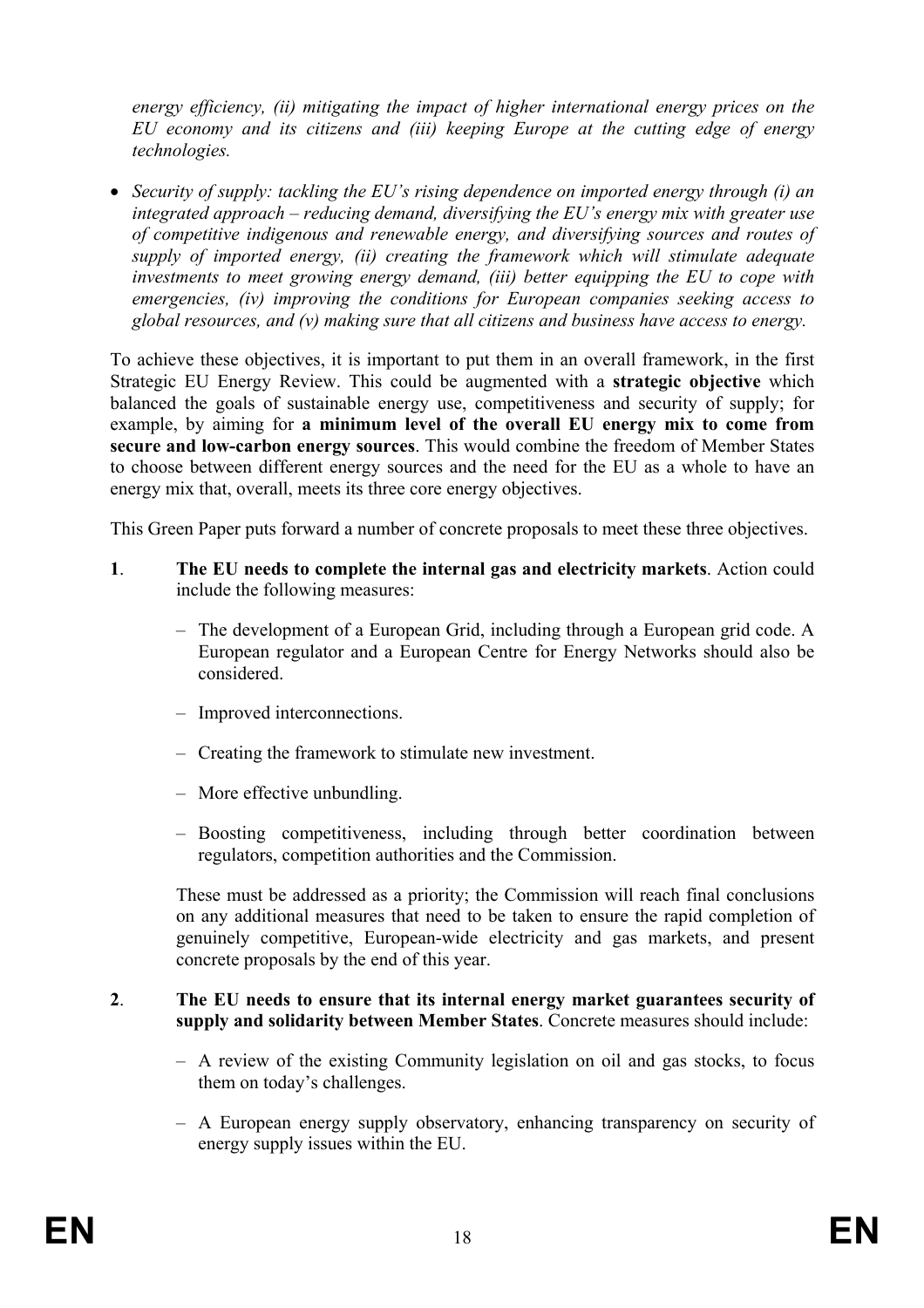*energy efficiency, (ii) mitigating the impact of higher international energy prices on the EU economy and its citizens and (iii) keeping Europe at the cutting edge of energy technologies.*

- *Security of supply: tackling the EU's rising dependence on imported energy through (i) an integrated approach – reducing demand, diversifying the EU's energy mix with greater use of competitive indigenous and renewable energy, and diversifying sources and routes of supply of imported energy, (ii) creating the framework which will stimulate adequate investments to meet growing energy demand, (iii) better equipping the EU to cope with emergencies, (iv) improving the conditions for European companies seeking access to global resources, and (v) making sure that all citizens and business have access to energy.*

To achieve these objectives, it is important to put them in an overall framework, in the first Strategic EU Energy Review. This could be augmented with a **strategic objective** which balanced the goals of sustainable energy use, competitiveness and security of supply; for example, by aiming for **a minimum level of the overall EU energy mix to come from secure and low-carbon energy sources**. This would combine the freedom of Member States to choose between different energy sources and the need for the EU as a whole to have an energy mix that, overall, meets its three core energy objectives.

This Green Paper puts forward a number of concrete proposals to meet these three objectives.

**1**. **The EU needs to complete the internal gas and electricity markets**. Action could include the following measures:

– The development of a European Grid, including through a European grid code. A European regulator and a European Centre for Energy Networks should also be considered.

– Improved interconnections.

– Creating the framework to stimulate new investment.

– More effective unbundling.

– Boosting competitiveness, including through better coordination between regulators, competition authorities and the Commission.

These must be addressed as a priority; the Commission will reach final conclusions on any additional measures that need to be taken to ensure the rapid completion of genuinely competitive, European-wide electricity and gas markets, and present concrete proposals by the end of this year.

**2**. **The EU needs to ensure that its internal energy market guarantees security of supply and solidarity between Member States**. Concrete measures should include:

– A review of the existing Community legislation on oil and gas stocks, to focus them on today's challenges.

– A European energy supply observatory, enhancing transparency on security of energy supply issues within the EU.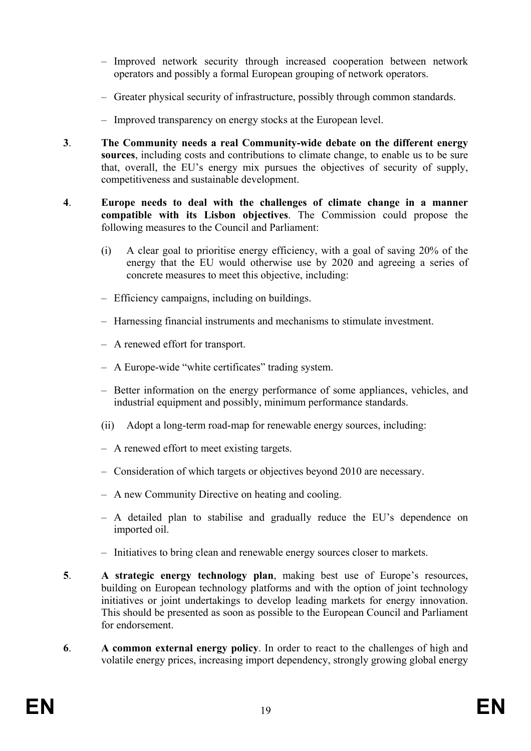- Improved network security through increased cooperation between network operators and possibly a formal European grouping of network operators.
- Greater physical security of infrastructure, possibly through common standards.
- Improved transparency on energy stocks at the European level.

**3**. **The Community needs a real Community-wide debate on the different energy sources**, including costs and contributions to climate change, to enable us to be sure that, overall, the EU's energy mix pursues the objectives of security of supply, competitiveness and sustainable development.

**4**. **Europe needs to deal with the challenges of climate change in a manner compatible with its Lisbon objectives**. The Commission could propose the following measures to the Council and Parliament:

(i) A clear goal to prioritise energy efficiency, with a goal of saving 20% of the energy that the EU would otherwise use by 2020 and agreeing a series of concrete measures to meet this objective, including:

- Efficiency campaigns, including on buildings.
- Harnessing financial instruments and mechanisms to stimulate investment.
- A renewed effort for transport.
- A Europe-wide "white certificates" trading system.
- Better information on the energy performance of some appliances, vehicles, and industrial equipment and possibly, minimum performance standards.

(ii) Adopt a long-term road-map for renewable energy sources, including:

- A renewed effort to meet existing targets.
- Consideration of which targets or objectives beyond 2010 are necessary.
- A new Community Directive on heating and cooling.
- A detailed plan to stabilise and gradually reduce the EU's dependence on imported oil.
- Initiatives to bring clean and renewable energy sources closer to markets.

**5**. **A strategic energy technology plan**, making best use of Europe's resources, building on European technology platforms and with the option of joint technology initiatives or joint undertakings to develop leading markets for energy innovation. This should be presented as soon as possible to the European Council and Parliament for endorsement.

**6**. **A common external energy policy**. In order to react to the challenges of high and volatile energy prices, increasing import dependency, strongly growing global energy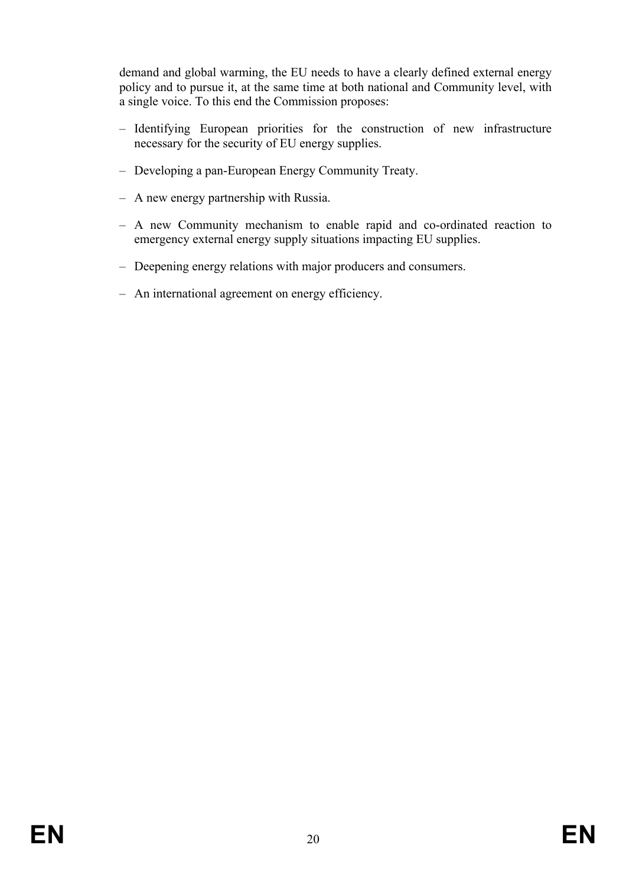demand and global warming, the EU needs to have a clearly defined external energy policy and to pursue it, at the same time at both national and Community level, with a single voice. To this end the Commission proposes:

– Identifying European priorities for the construction of new infrastructure necessary for the security of EU energy supplies.

– Developing a pan-European Energy Community Treaty.

– A new energy partnership with Russia.

– A new Community mechanism to enable rapid and co-ordinated reaction to emergency external energy supply situations impacting EU supplies.

– Deepening energy relations with major producers and consumers.

– An international agreement on energy efficiency.